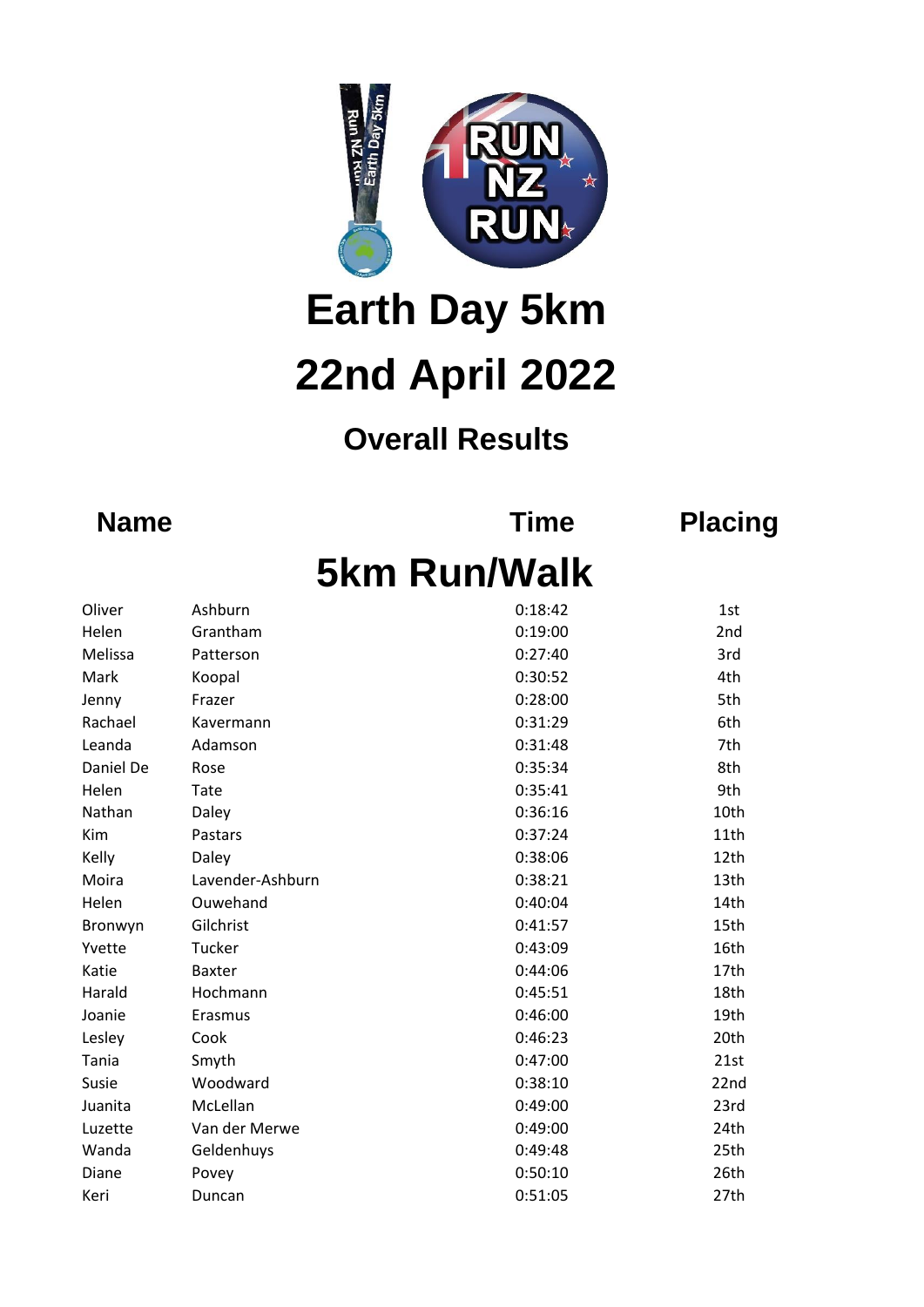# Earth Day 5km

# 22nd April 2022

## Overall Results

| Name | | Time | Placing |
|---|---|---|---|
| **5km Run/Walk** | | | |
| Oliver | Ashburn | 0:18:42 | 1st |
| Helen | Grantham | 0:19:00 | 2nd |
| Melissa | Patterson | 0:27:40 | 3rd |
| Mark | Koopal | 0:30:52 | 4th |
| Jenny | Frazer | 0:28:00 | 5th |
| Rachael | Kavermann | 0:31:29 | 6th |
| Leanda | Adamson | 0:31:48 | 7th |
| Daniel De | Rose | 0:35:34 | 8th |
| Helen | Tate | 0:35:41 | 9th |
| Nathan | Daley | 0:36:16 | 10th |
| Kim | Pastars | 0:37:24 | 11th |
| Kelly | Daley | 0:38:06 | 12th |
| Moira | Lavender-Ashburn | 0:38:21 | 13th |
| Helen | Ouwehand | 0:40:04 | 14th |
| Bronwyn | Gilchrist | 0:41:57 | 15th |
| Yvette | Tucker | 0:43:09 | 16th |
| Katie | Baxter | 0:44:06 | 17th |
| Harald | Hochmann | 0:45:51 | 18th |
| Joanie | Erasmus | 0:46:00 | 19th |
| Lesley | Cook | 0:46:23 | 20th |
| Tania | Smyth | 0:47:00 | 21st |
| Susie | Woodward | 0:38:10 | 22nd |
| Juanita | McLellan | 0:49:00 | 23rd |
| Luzette | Van der Merwe | 0:49:00 | 24th |
| Wanda | Geldenhuys | 0:49:48 | 25th |
| Diane | Povey | 0:50:10 | 26th |
| Keri | Duncan | 0:51:05 | 27th |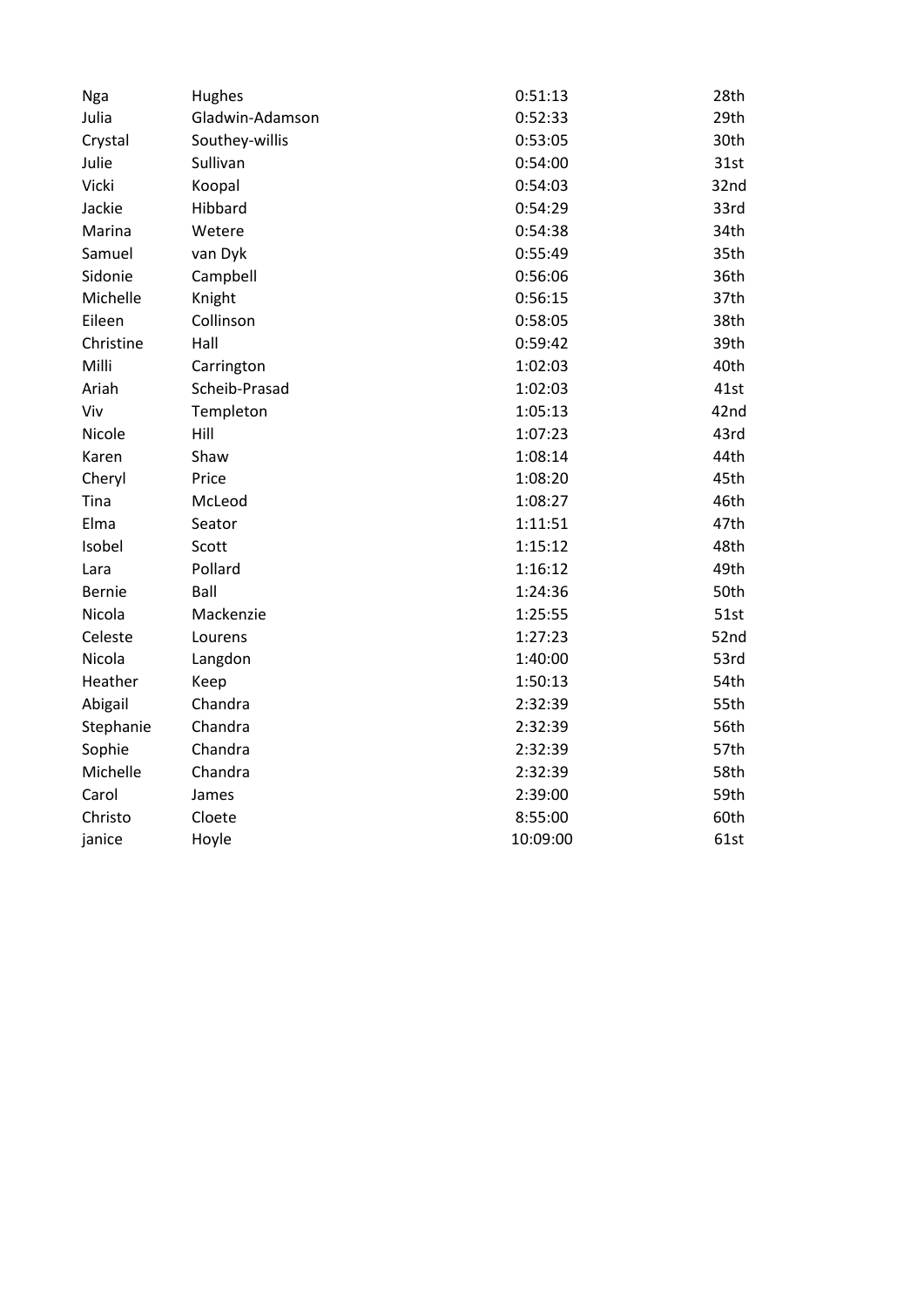| | | | |
|---|---|---|---|
| Nga | Hughes | 0:51:13 | 28th |
| Julia | Gladwin-Adamson | 0:52:33 | 29th |
| Crystal | Southey-willis | 0:53:05 | 30th |
| Julie | Sullivan | 0:54:00 | 31st |
| Vicki | Koopal | 0:54:03 | 32nd |
| Jackie | Hibbard | 0:54:29 | 33rd |
| Marina | Wetere | 0:54:38 | 34th |
| Samuel | van Dyk | 0:55:49 | 35th |
| Sidonie | Campbell | 0:56:06 | 36th |
| Michelle | Knight | 0:56:15 | 37th |
| Eileen | Collinson | 0:58:05 | 38th |
| Christine | Hall | 0:59:42 | 39th |
| Milli | Carrington | 1:02:03 | 40th |
| Ariah | Scheib-Prasad | 1:02:03 | 41st |
| Viv | Templeton | 1:05:13 | 42nd |
| Nicole | Hill | 1:07:23 | 43rd |
| Karen | Shaw | 1:08:14 | 44th |
| Cheryl | Price | 1:08:20 | 45th |
| Tina | McLeod | 1:08:27 | 46th |
| Elma | Seator | 1:11:51 | 47th |
| Isobel | Scott | 1:15:12 | 48th |
| Lara | Pollard | 1:16:12 | 49th |
| Bernie | Ball | 1:24:36 | 50th |
| Nicola | Mackenzie | 1:25:55 | 51st |
| Celeste | Lourens | 1:27:23 | 52nd |
| Nicola | Langdon | 1:40:00 | 53rd |
| Heather | Keep | 1:50:13 | 54th |
| Abigail | Chandra | 2:32:39 | 55th |
| Stephanie | Chandra | 2:32:39 | 56th |
| Sophie | Chandra | 2:32:39 | 57th |
| Michelle | Chandra | 2:32:39 | 58th |
| Carol | James | 2:39:00 | 59th |
| Christo | Cloete | 8:55:00 | 60th |
| janice | Hoyle | 10:09:00 | 61st |